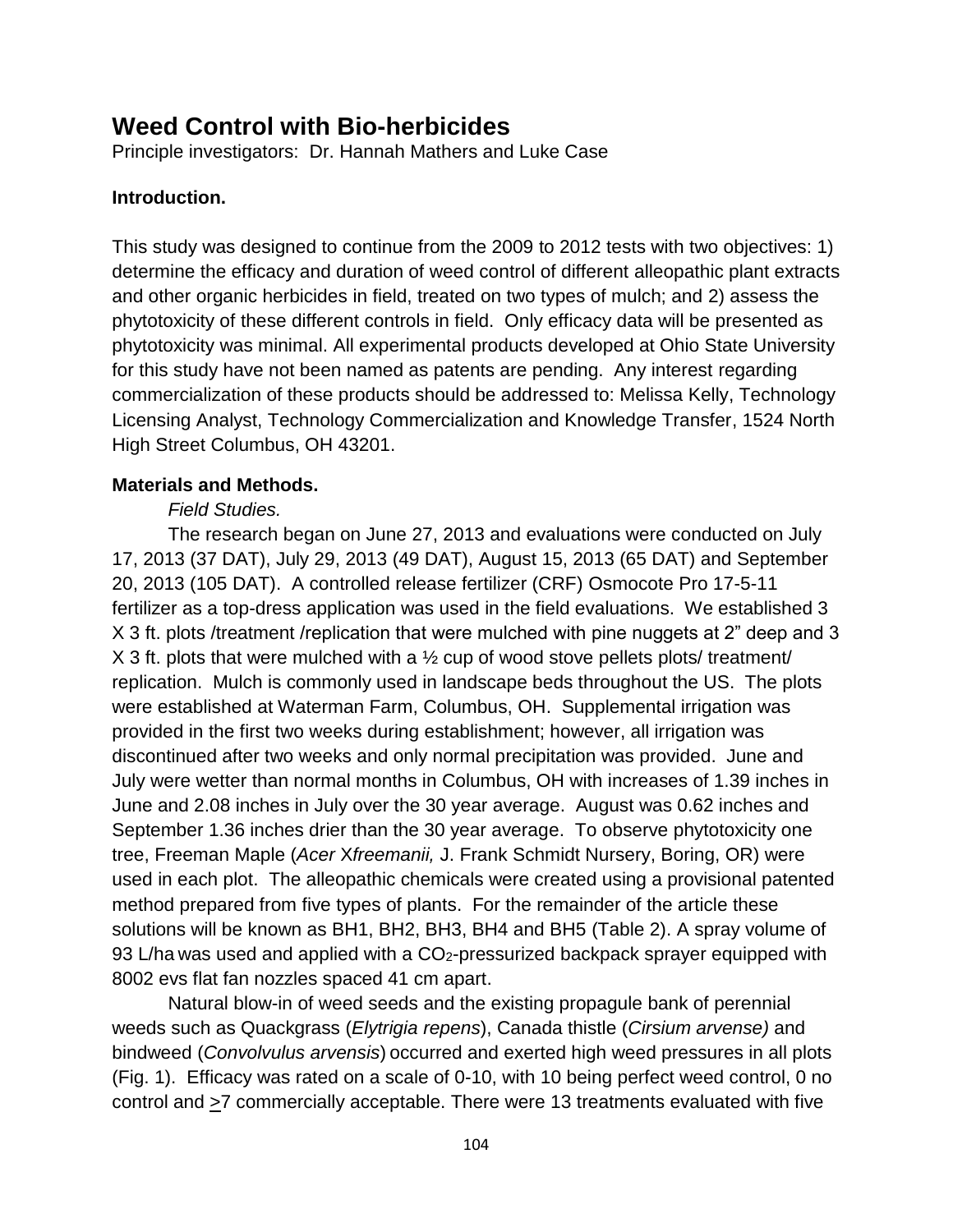## Weed Control with Bio-herbicides

Principle investigators: Dr. Hannah Mathers and Luke Case

### Introduction.

This study was designed to continue from the 2009 to 2012 tests with two objectives: 1) determine the efficacy and duration of weed control of different alleopathic plant extracts and other organic herbicides in field, treated on two types of mulch; and 2) assess the phytotoxicity of these different controls in field. Only efficacy data will be presented as phytotoxicity was minimal. All experimental products developed at Ohio State University for this study have not been named as patents are pending. Any interest regarding commercialization of these products should be addressed to: Melissa Kelly, Technology Licensing Analyst, Technology Commercialization and Knowledge Transfer, 1524 North High Street Columbus, OH 43201.

### Materials and Methods.

*Field Studies.*

The research began on June 27, 2013 and evaluations were conducted on July 17, 2013 (37 DAT), July 29, 2013 (49 DAT), August 15, 2013 (65 DAT) and September 20, 2013 (105 DAT). A controlled release fertilizer (CRF) Osmocote Pro 17-5-11 fertilizer as a top-dress application was used in the field evaluations. We established 3 X 3 ft. plots /treatment /replication that were mulched with pine nuggets at 2" deep and 3 X 3 ft. plots that were mulched with a ½ cup of wood stove pellets plots/ treatment/ replication. Mulch is commonly used in landscape beds throughout the US. The plots were established at Waterman Farm, Columbus, OH. Supplemental irrigation was provided in the first two weeks during establishment; however, all irrigation was discontinued after two weeks and only normal precipitation was provided. June and July were wetter than normal months in Columbus, OH with increases of 1.39 inches in June and 2.08 inches in July over the 30 year average. August was 0.62 inches and September 1.36 inches drier than the 30 year average. To observe phytotoxicity one tree, Freeman Maple (*Acer* X*freemanii,* J. Frank Schmidt Nursery, Boring, OR) were used in each plot. The alleopathic chemicals were created using a provisional patented method prepared from five types of plants. For the remainder of the article these solutions will be known as BH1, BH2, BH3, BH4 and BH5 (Table 2). A spray volume of 93 L/ha was used and applied with a $CO_2$-pressurized backpack sprayer equipped with 8002 evs flat fan nozzles spaced 41 cm apart.

Natural blow-in of weed seeds and the existing propagule bank of perennial weeds such as Quackgrass (*Elytrigia repens*), Canada thistle (*Cirsium arvense)* and bindweed (*Convolvulus arvensis*) occurred and exerted high weed pressures in all plots (Fig. 1). Efficacy was rated on a scale of 0-10, with 10 being perfect weed control, 0 no control and $\geq$7 commercially acceptable. There were 13 treatments evaluated with five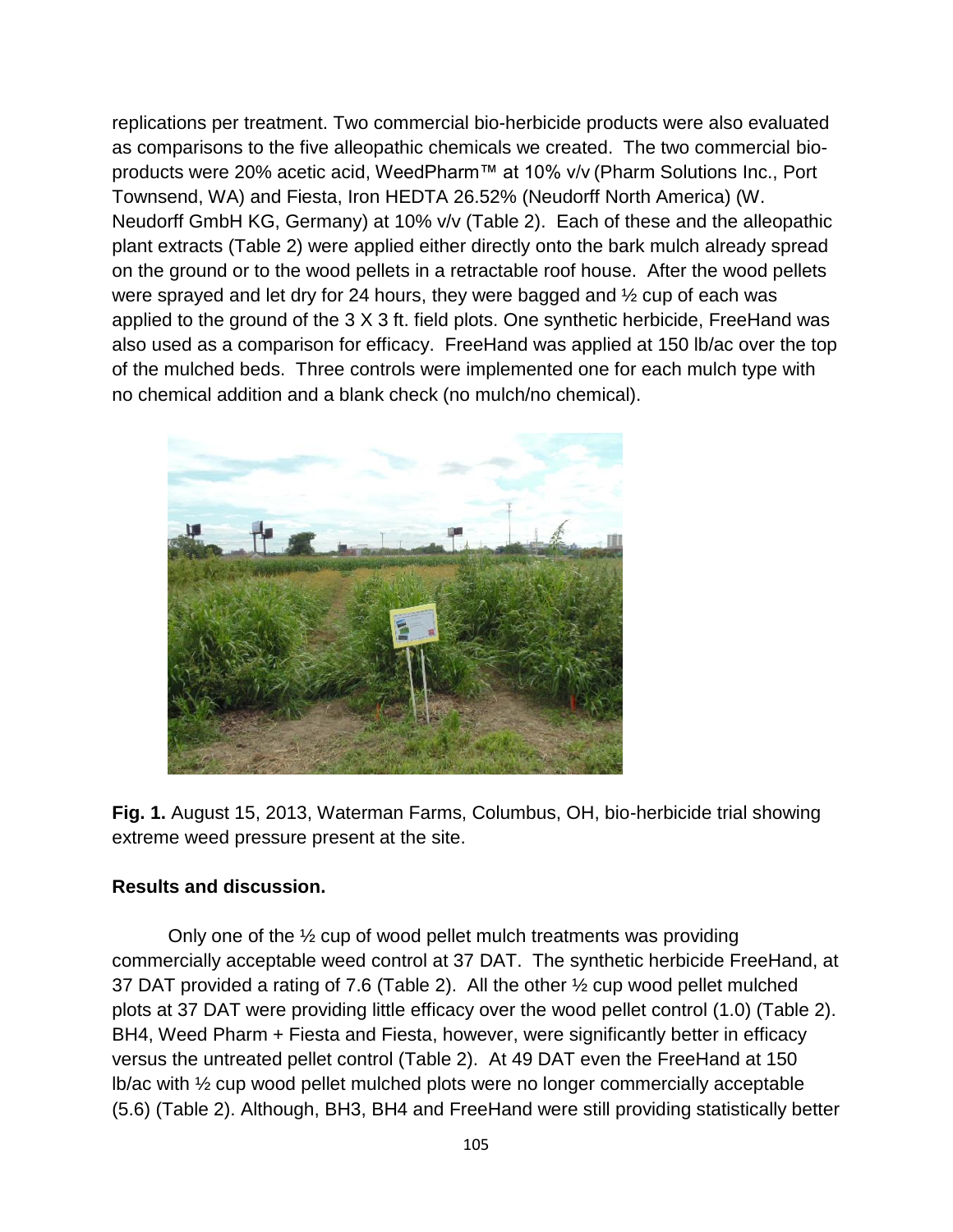replications per treatment. Two commercial bio-herbicide products were also evaluated as comparisons to the five alleopathic chemicals we created. The two commercial bio-products were 20% acetic acid, WeedPharm™ at 10% v/v (Pharm Solutions Inc., Port Townsend, WA) and Fiesta, Iron HEDTA 26.52% (Neudorff North America) (W. Neudorff GmbH KG, Germany) at 10% v/v (Table 2). Each of these and the alleopathic plant extracts (Table 2) were applied either directly onto the bark mulch already spread on the ground or to the wood pellets in a retractable roof house. After the wood pellets were sprayed and let dry for 24 hours, they were bagged and ½ cup of each was applied to the ground of the 3 X 3 ft. field plots. One synthetic herbicide, FreeHand was also used as a comparison for efficacy. FreeHand was applied at 150 lb/ac over the top of the mulched beds. Three controls were implemented one for each mulch type with no chemical addition and a blank check (no mulch/no chemical).

**Fig. 1.** August 15, 2013, Waterman Farms, Columbus, OH, bio-herbicide trial showing extreme weed pressure present at the site.

**Results and discussion.**

Only one of the ½ cup of wood pellet mulch treatments was providing commercially acceptable weed control at 37 DAT. The synthetic herbicide FreeHand, at 37 DAT provided a rating of 7.6 (Table 2). All the other ½ cup wood pellet mulched plots at 37 DAT were providing little efficacy over the wood pellet control (1.0) (Table 2). BH4, Weed Pharm + Fiesta and Fiesta, however, were significantly better in efficacy versus the untreated pellet control (Table 2). At 49 DAT even the FreeHand at 150 lb/ac with ½ cup wood pellet mulched plots were no longer commercially acceptable (5.6) (Table 2). Although, BH3, BH4 and FreeHand were still providing statistically better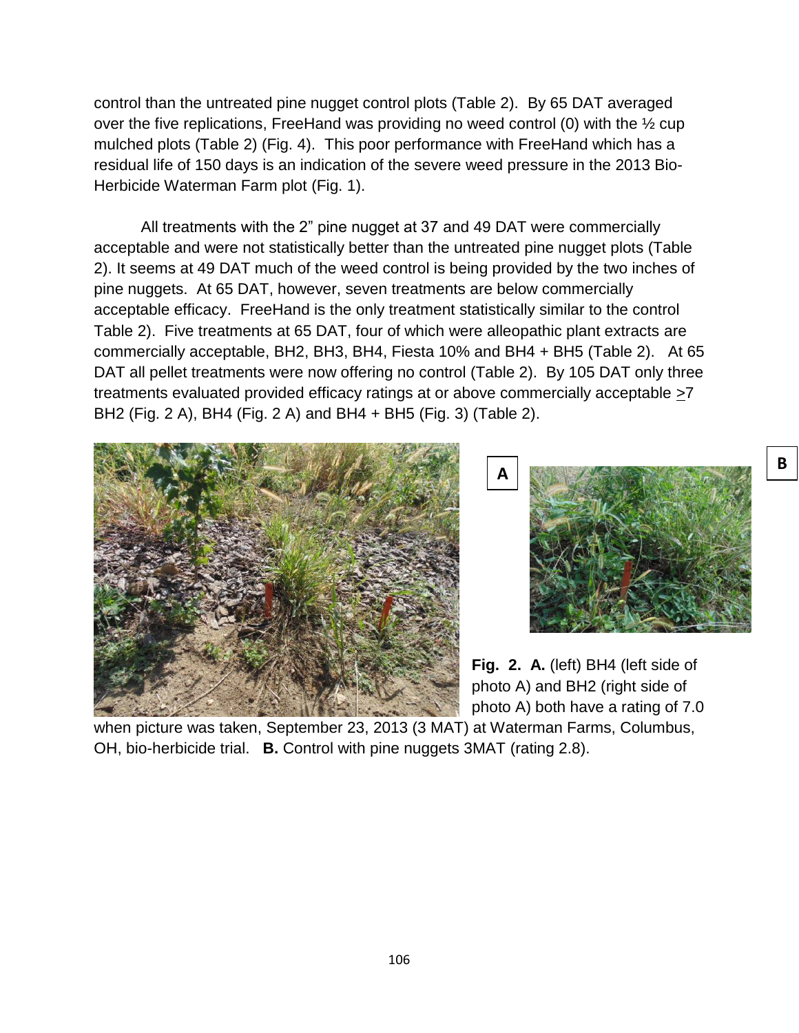control than the untreated pine nugget control plots (Table 2). By 65 DAT averaged over the five replications, FreeHand was providing no weed control (0) with the ½ cup mulched plots (Table 2) (Fig. 4). This poor performance with FreeHand which has a residual life of 150 days is an indication of the severe weed pressure in the 2013 Bio-Herbicide Waterman Farm plot (Fig. 1).

All treatments with the 2" pine nugget at 37 and 49 DAT were commercially acceptable and were not statistically better than the untreated pine nugget plots (Table 2). It seems at 49 DAT much of the weed control is being provided by the two inches of pine nuggets. At 65 DAT, however, seven treatments are below commercially acceptable efficacy. FreeHand is the only treatment statistically similar to the control Table 2). Five treatments at 65 DAT, four of which were alleopathic plant extracts are commercially acceptable, BH2, BH3, BH4, Fiesta 10% and BH4 + BH5 (Table 2). At 65 DAT all pellet treatments were now offering no control (Table 2). By 105 DAT only three treatments evaluated provided efficacy ratings at or above commercially acceptable ≥7 BH2 (Fig. 2 A), BH4 (Fig. 2 A) and BH4 + BH5 (Fig. 3) (Table 2).

A

B

**Fig. 2. A.** (left) BH4 (left side of photo A) and BH2 (right side of photo A) both have a rating of 7.0 when picture was taken, September 23, 2013 (3 MAT) at Waterman Farms, Columbus, OH, bio-herbicide trial. **B.** Control with pine nuggets 3MAT (rating 2.8).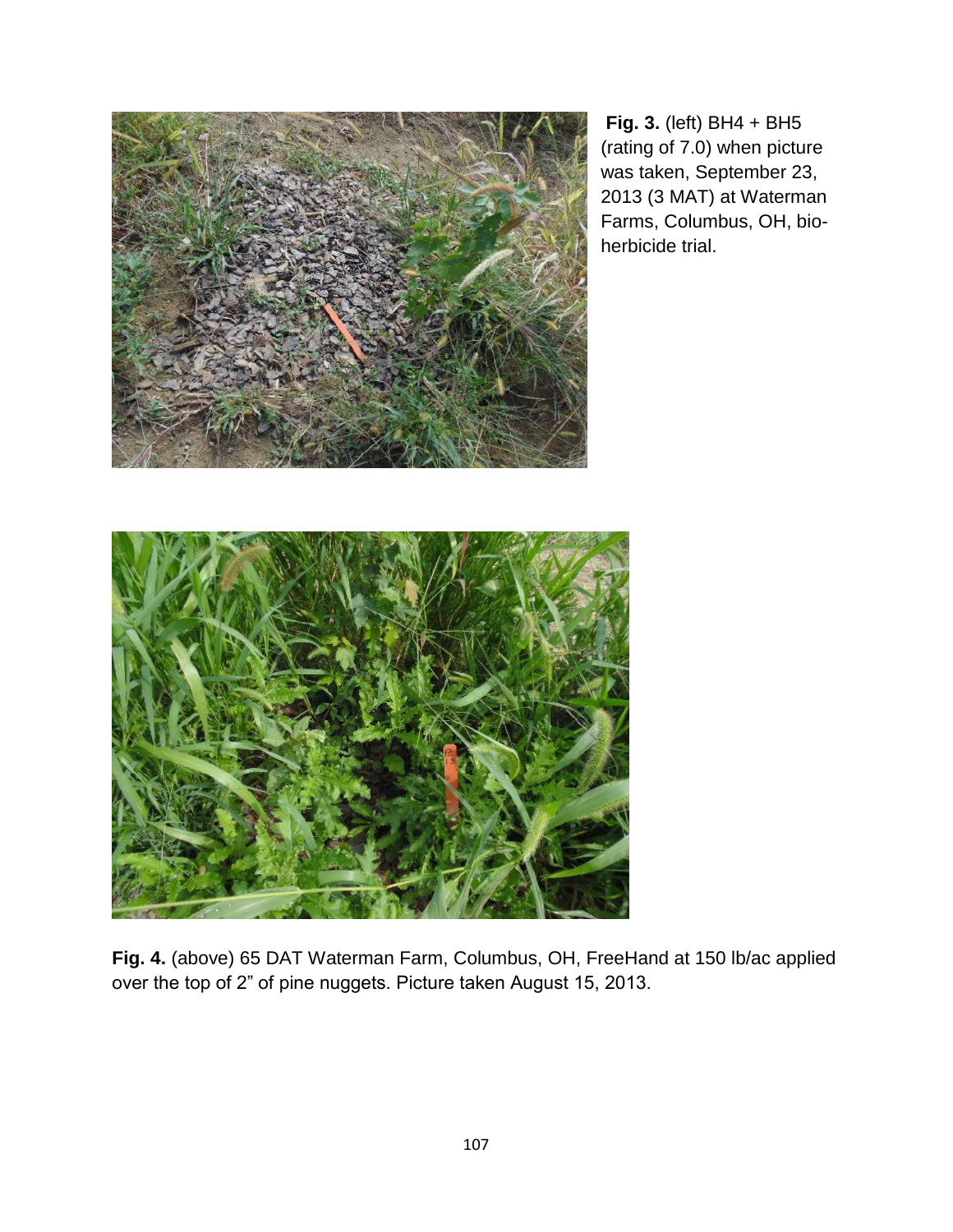**Fig. 3.** (left) BH4 + BH5 (rating of 7.0) when picture was taken, September 23, 2013 (3 MAT) at Waterman Farms, Columbus, OH, bio-herbicide trial.

**Fig. 4.** (above) 65 DAT Waterman Farm, Columbus, OH, FreeHand at 150 lb/ac applied over the top of 2" of pine nuggets. Picture taken August 15, 2013.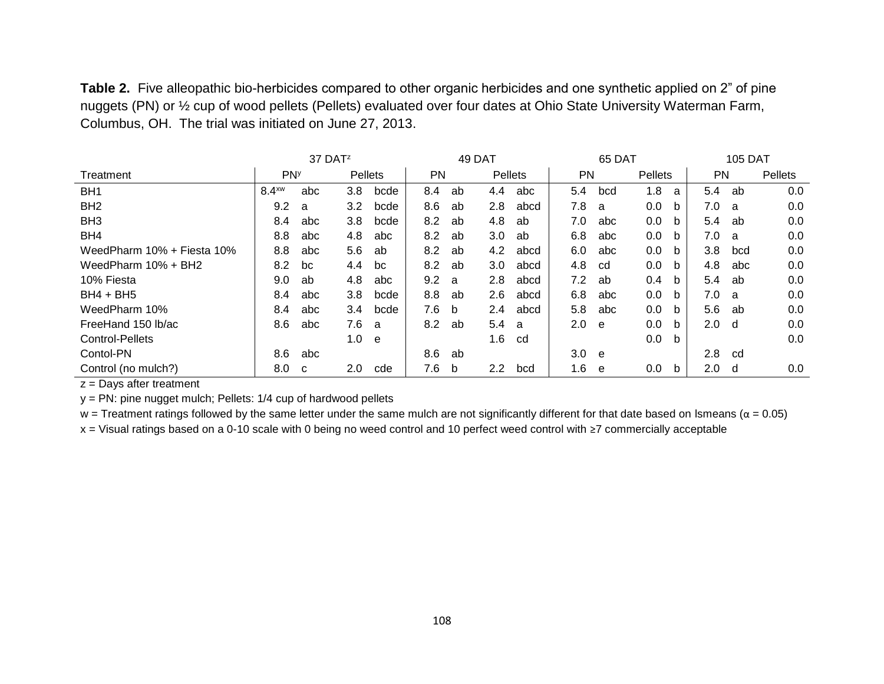**Table 2.** Five alleopathic bio-herbicides compared to other organic herbicides and one synthetic applied on 2” of pine nuggets (PN) or ½ cup of wood pellets (Pellets) evaluated over four dates at Ohio State University Waterman Farm, Columbus, OH. The trial was initiated on June 27, 2013.

| | 37 DAT[z] | | | | 49 DAT | | | | 65 DAT | | | | 105 DAT | | |
|---|---|---|---|---|---|---|---|---|---|---|---|---|---|---|---|
| Treatment | PN[y] | | Pellets | | PN | | Pellets | | PN | | Pellets | | PN | | Pellets |
| BH1 | 8.4[xw] | abc | 3.8 | bcde | 8.4 | ab | 4.4 | abc | 5.4 | bcd | 1.8 | a | 5.4 | ab | 0.0 |
| BH2 | 9.2 | a | 3.2 | bcde | 8.6 | ab | 2.8 | abcd | 7.8 | a | 0.0 | b | 7.0 | a | 0.0 |
| BH3 | 8.4 | abc | 3.8 | bcde | 8.2 | ab | 4.8 | ab | 7.0 | abc | 0.0 | b | 5.4 | ab | 0.0 |
| BH4 | 8.8 | abc | 4.8 | abc | 8.2 | ab | 3.0 | ab | 6.8 | abc | 0.0 | b | 7.0 | a | 0.0 |
| WeedPharm 10% + Fiesta 10% | 8.8 | abc | 5.6 | ab | 8.2 | ab | 4.2 | abcd | 6.0 | abc | 0.0 | b | 3.8 | bcd | 0.0 |
| WeedPharm 10% + BH2 | 8.2 | bc | 4.4 | bc | 8.2 | ab | 3.0 | abcd | 4.8 | cd | 0.0 | b | 4.8 | abc | 0.0 |
| 10% Fiesta | 9.0 | ab | 4.8 | abc | 9.2 | a | 2.8 | abcd | 7.2 | ab | 0.4 | b | 5.4 | ab | 0.0 |
| BH4 + BH5 | 8.4 | abc | 3.8 | bcde | 8.8 | ab | 2.6 | abcd | 6.8 | abc | 0.0 | b | 7.0 | a | 0.0 |
| WeedPharm 10% | 8.4 | abc | 3.4 | bcde | 7.6 | b | 2.4 | abcd | 5.8 | abc | 0.0 | b | 5.6 | ab | 0.0 |
| FreeHand 150 lb/ac | 8.6 | abc | 7.6 | a | 8.2 | ab | 5.4 | a | 2.0 | e | 0.0 | b | 2.0 | d | 0.0 |
| Control-Pellets | | | 1.0 | e | | | 1.6 | cd | | | 0.0 | b | | | 0.0 |
| Contol-PN | 8.6 | abc | | | 8.6 | ab | | | 3.0 | e | | | 2.8 | cd | |
| Control (no mulch?) | 8.0 | c | 2.0 | cde | 7.6 | b | 2.2 | bcd | 1.6 | e | 0.0 | b | 2.0 | d | 0.0 |

z = Days after treatment

y = PN: pine nugget mulch; Pellets: 1/4 cup of hardwood pellets

w = Treatment ratings followed by the same letter under the same mulch are not significantly different for that date based on lsmeans ($\alpha = 0.05$)

x = Visual ratings based on a 0-10 scale with 0 being no weed control and 10 perfect weed control with ≥7 commercially acceptable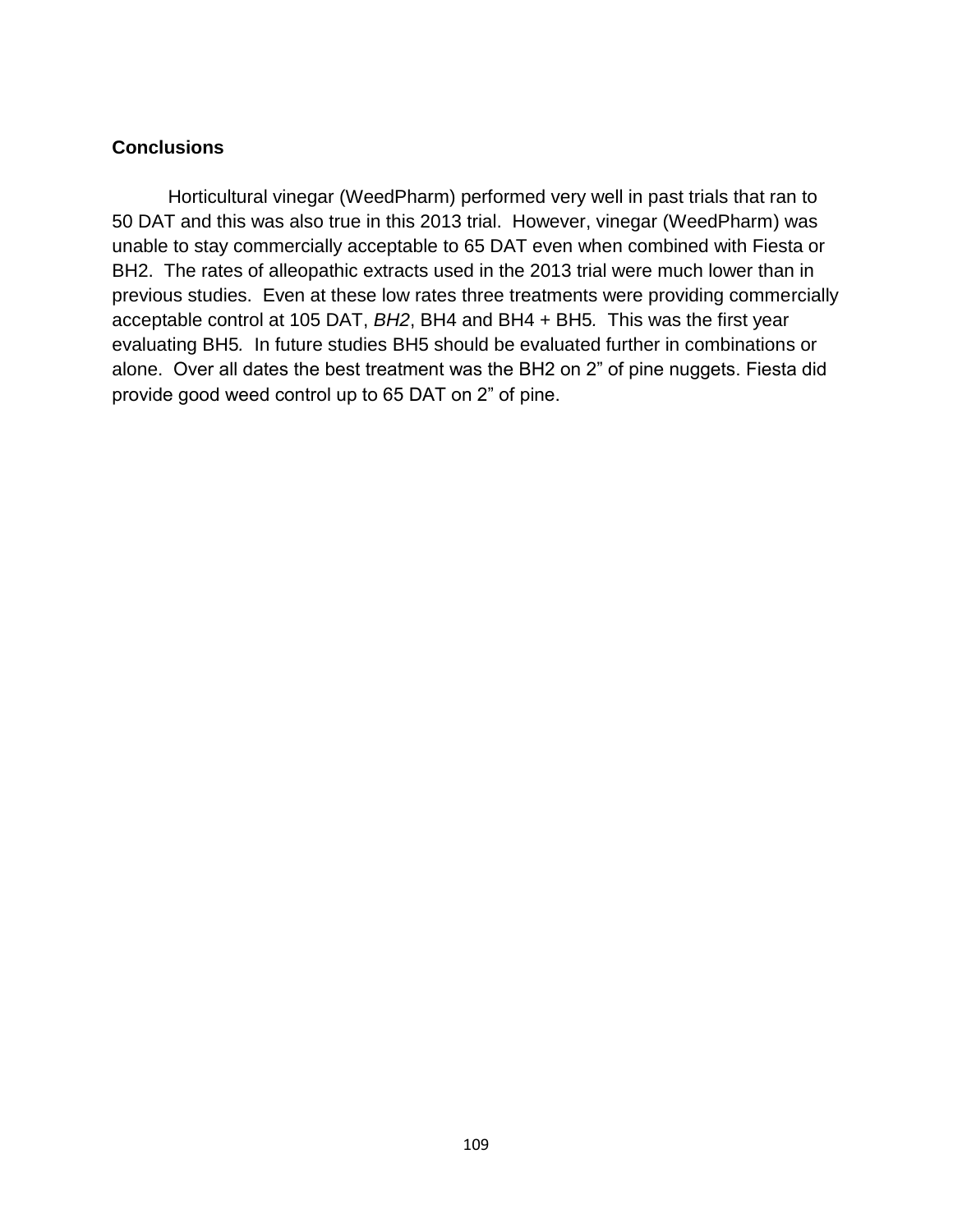## Conclusions

Horticultural vinegar (WeedPharm) performed very well in past trials that ran to 50 DAT and this was also true in this 2013 trial. However, vinegar (WeedPharm) was unable to stay commercially acceptable to 65 DAT even when combined with Fiesta or BH2. The rates of alleopathic extracts used in the 2013 trial were much lower than in previous studies. Even at these low rates three treatments were providing commercially acceptable control at 105 DAT, *BH2*, BH4 and BH4 + BH5*.* This was the first year evaluating BH5*.* In future studies BH5 should be evaluated further in combinations or alone. Over all dates the best treatment was the BH2 on 2" of pine nuggets. Fiesta did provide good weed control up to 65 DAT on 2" of pine.